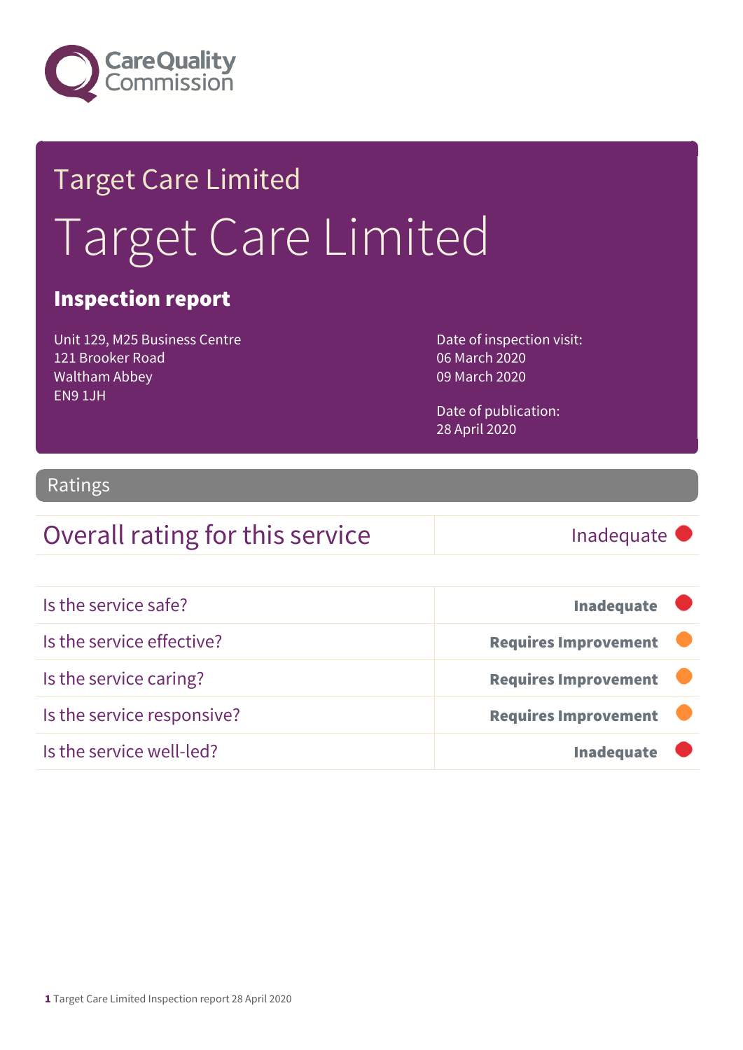Care Quality Commission

# Target Care Limited

# Target Care Limited

## Inspection report

Unit 129, M25 Business Centre
121 Brooker Road
Waltham Abbey
EN9 1JH

Date of inspection visit:
06 March 2020
09 March 2020

Date of publication:
28 April 2020

## Ratings

| Overall rating for this service | Inadequate |
|---|---|

| | |
|---|---|
| Is the service safe? | **Inadequate** |
| Is the service effective? | **Requires Improvement** |
| Is the service caring? | **Requires Improvement** |
| Is the service responsive? | **Requires Improvement** |
| Is the service well-led? | **Inadequate** |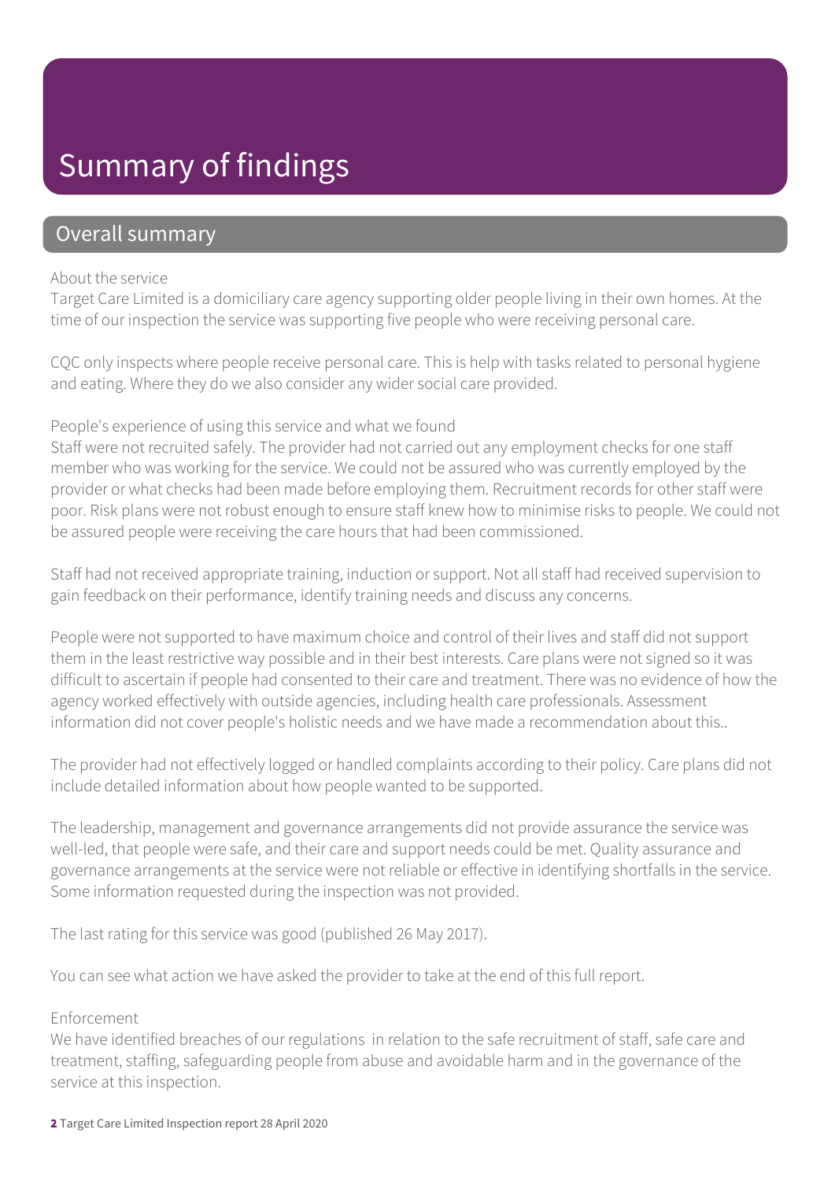# Summary of findings

## Overall summary

About the service

Target Care Limited is a domiciliary care agency supporting older people living in their own homes. At the time of our inspection the service was supporting five people who were receiving personal care.

CQC only inspects where people receive personal care. This is help with tasks related to personal hygiene and eating. Where they do we also consider any wider social care provided.

People's experience of using this service and what we found

Staff were not recruited safely. The provider had not carried out any employment checks for one staff member who was working for the service. We could not be assured who was currently employed by the provider or what checks had been made before employing them. Recruitment records for other staff were poor. Risk plans were not robust enough to ensure staff knew how to minimise risks to people. We could not be assured people were receiving the care hours that had been commissioned.

Staff had not received appropriate training, induction or support. Not all staff had received supervision to gain feedback on their performance, identify training needs and discuss any concerns.

People were not supported to have maximum choice and control of their lives and staff did not support them in the least restrictive way possible and in their best interests. Care plans were not signed so it was difficult to ascertain if people had consented to their care and treatment. There was no evidence of how the agency worked effectively with outside agencies, including health care professionals. Assessment information did not cover people's holistic needs and we have made a recommendation about this..

The provider had not effectively logged or handled complaints according to their policy. Care plans did not include detailed information about how people wanted to be supported.

The leadership, management and governance arrangements did not provide assurance the service was well-led, that people were safe, and their care and support needs could be met. Quality assurance and governance arrangements at the service were not reliable or effective in identifying shortfalls in the service. Some information requested during the inspection was not provided.

The last rating for this service was good (published 26 May 2017).

You can see what action we have asked the provider to take at the end of this full report.

Enforcement

We have identified breaches of our regulations in relation to the safe recruitment of staff, safe care and treatment, staffing, safeguarding people from abuse and avoidable harm and in the governance of the service at this inspection.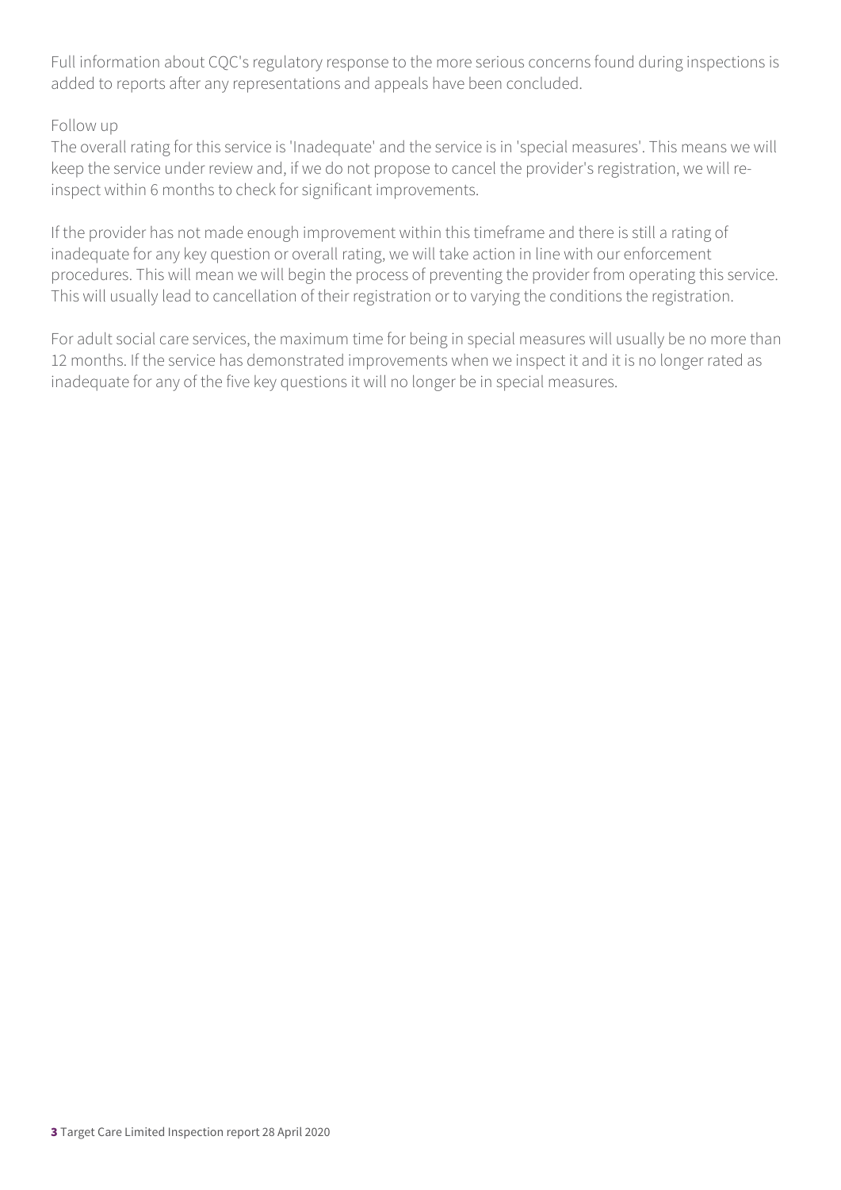Full information about CQC's regulatory response to the more serious concerns found during inspections is added to reports after any representations and appeals have been concluded.

Follow up

The overall rating for this service is 'Inadequate' and the service is in 'special measures'. This means we will keep the service under review and, if we do not propose to cancel the provider's registration, we will re-inspect within 6 months to check for significant improvements.

If the provider has not made enough improvement within this timeframe and there is still a rating of inadequate for any key question or overall rating, we will take action in line with our enforcement procedures. This will mean we will begin the process of preventing the provider from operating this service. This will usually lead to cancellation of their registration or to varying the conditions the registration.

For adult social care services, the maximum time for being in special measures will usually be no more than 12 months. If the service has demonstrated improvements when we inspect it and it is no longer rated as inadequate for any of the five key questions it will no longer be in special measures.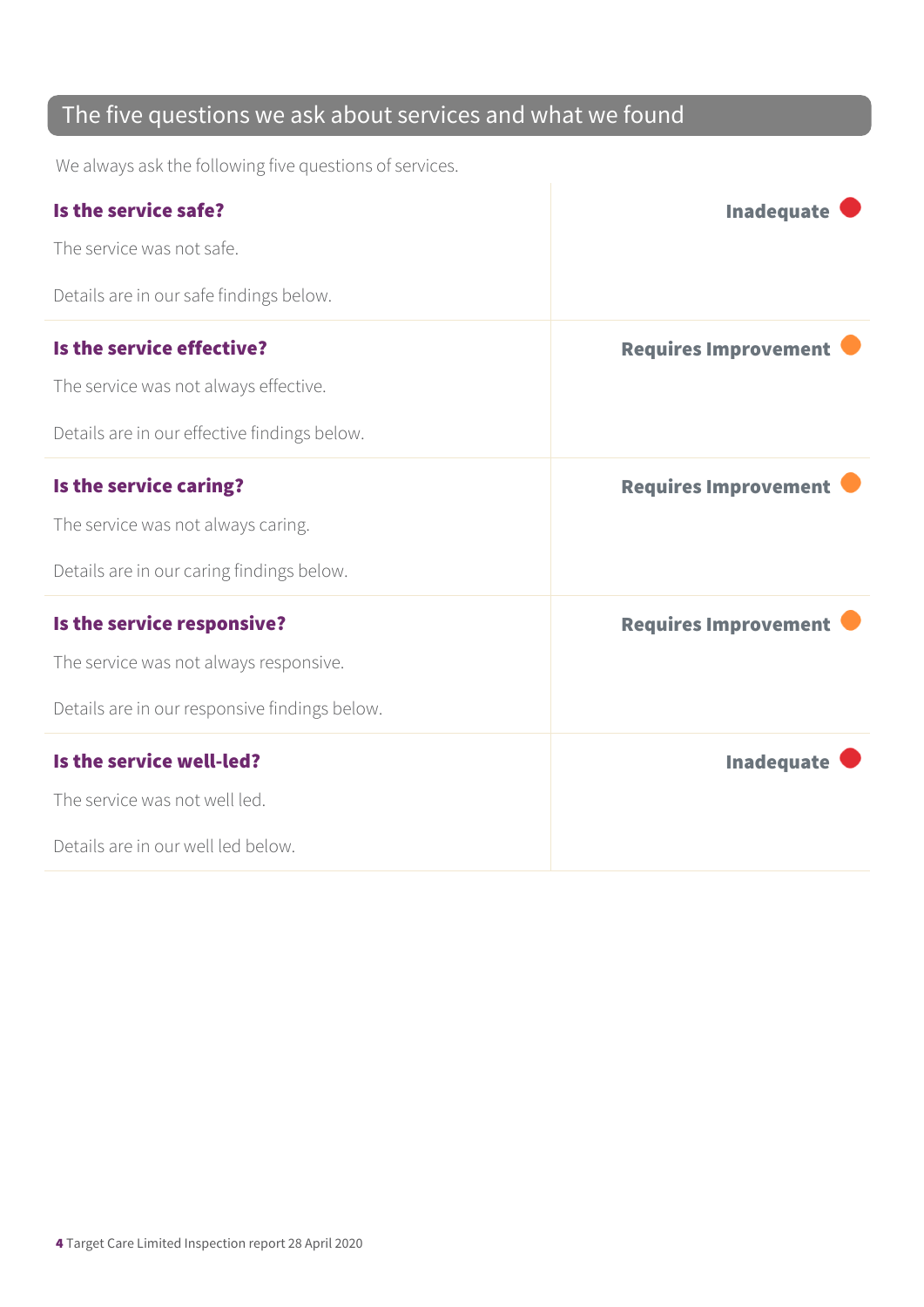## The five questions we ask about services and what we found

We always ask the following five questions of services.

**Is the service safe?** — **Inadequate**

The service was not safe.

Details are in our safe findings below.

**Is the service effective?** — **Requires Improvement**

The service was not always effective.

Details are in our effective findings below.

**Is the service caring?** — **Requires Improvement**

The service was not always caring.

Details are in our caring findings below.

**Is the service responsive?** — **Requires Improvement**

The service was not always responsive.

Details are in our responsive findings below.

**Is the service well-led?** — **Inadequate**

The service was not well led.

Details are in our well led below.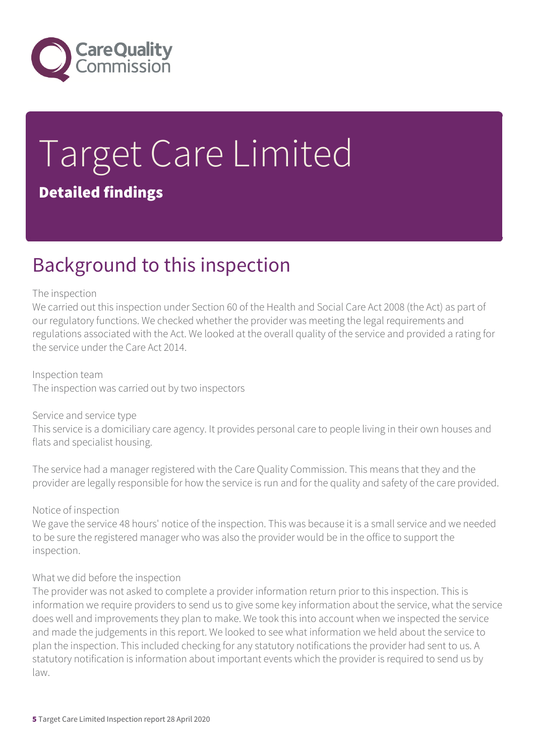# Target Care Limited

**Detailed findings**

## Background to this inspection

The inspection

We carried out this inspection under Section 60 of the Health and Social Care Act 2008 (the Act) as part of our regulatory functions. We checked whether the provider was meeting the legal requirements and regulations associated with the Act. We looked at the overall quality of the service and provided a rating for the service under the Care Act 2014.

Inspection team

The inspection was carried out by two inspectors

Service and service type

This service is a domiciliary care agency. It provides personal care to people living in their own houses and flats and specialist housing.

The service had a manager registered with the Care Quality Commission. This means that they and the provider are legally responsible for how the service is run and for the quality and safety of the care provided.

Notice of inspection

We gave the service 48 hours' notice of the inspection. This was because it is a small service and we needed to be sure the registered manager who was also the provider would be in the office to support the inspection.

What we did before the inspection

The provider was not asked to complete a provider information return prior to this inspection. This is information we require providers to send us to give some key information about the service, what the service does well and improvements they plan to make. We took this into account when we inspected the service and made the judgements in this report. We looked to see what information we held about the service to plan the inspection. This included checking for any statutory notifications the provider had sent to us. A statutory notification is information about important events which the provider is required to send us by law.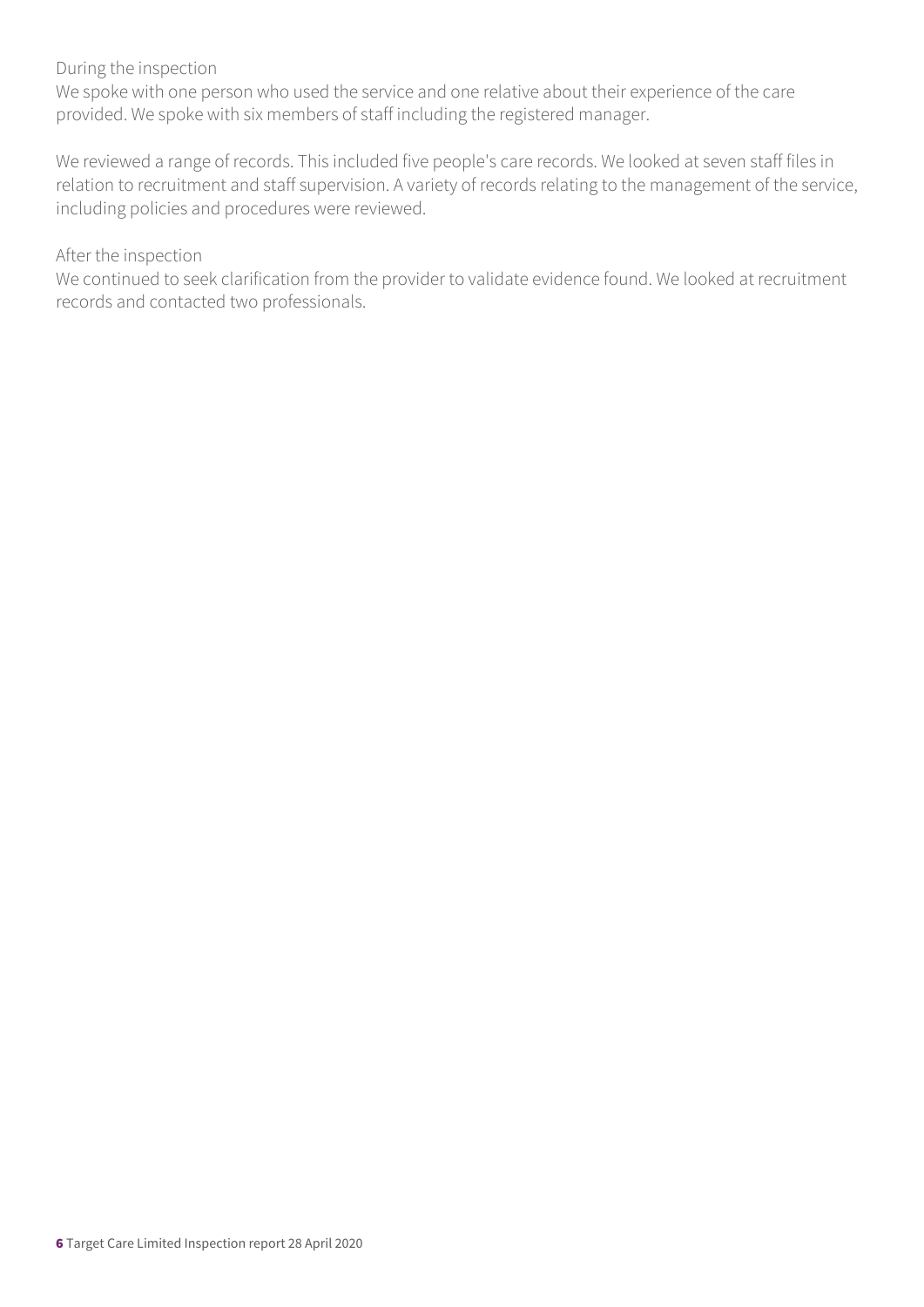During the inspection

We spoke with one person who used the service and one relative about their experience of the care provided. We spoke with six members of staff including the registered manager.

We reviewed a range of records. This included five people's care records. We looked at seven staff files in relation to recruitment and staff supervision. A variety of records relating to the management of the service, including policies and procedures were reviewed.

After the inspection

We continued to seek clarification from the provider to validate evidence found. We looked at recruitment records and contacted two professionals.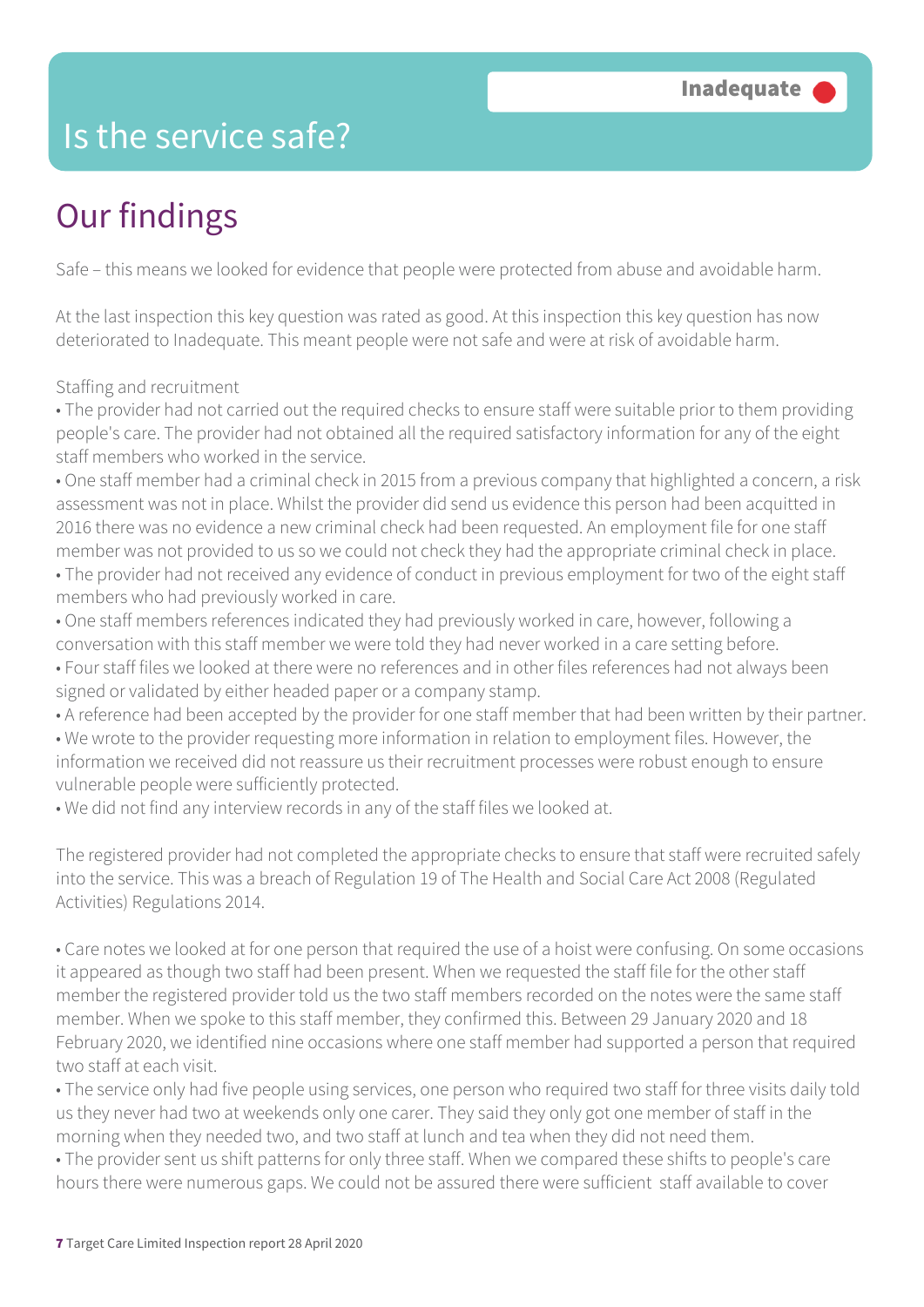# Is the service safe?

**Inadequate**

## Our findings

Safe – this means we looked for evidence that people were protected from abuse and avoidable harm.

At the last inspection this key question was rated as good. At this inspection this key question has now deteriorated to Inadequate. This meant people were not safe and were at risk of avoidable harm.

Staffing and recruitment

- The provider had not carried out the required checks to ensure staff were suitable prior to them providing people's care. The provider had not obtained all the required satisfactory information for any of the eight staff members who worked in the service.
- One staff member had a criminal check in 2015 from a previous company that highlighted a concern, a risk assessment was not in place. Whilst the provider did send us evidence this person had been acquitted in 2016 there was no evidence a new criminal check had been requested. An employment file for one staff member was not provided to us so we could not check they had the appropriate criminal check in place.
- The provider had not received any evidence of conduct in previous employment for two of the eight staff members who had previously worked in care.
- One staff members references indicated they had previously worked in care, however, following a conversation with this staff member we were told they had never worked in a care setting before.
- Four staff files we looked at there were no references and in other files references had not always been signed or validated by either headed paper or a company stamp.
- A reference had been accepted by the provider for one staff member that had been written by their partner.
- We wrote to the provider requesting more information in relation to employment files. However, the information we received did not reassure us their recruitment processes were robust enough to ensure vulnerable people were sufficiently protected.
- We did not find any interview records in any of the staff files we looked at.

The registered provider had not completed the appropriate checks to ensure that staff were recruited safely into the service. This was a breach of Regulation 19 of The Health and Social Care Act 2008 (Regulated Activities) Regulations 2014.

- Care notes we looked at for one person that required the use of a hoist were confusing. On some occasions it appeared as though two staff had been present. When we requested the staff file for the other staff member the registered provider told us the two staff members recorded on the notes were the same staff member. When we spoke to this staff member, they confirmed this. Between 29 January 2020 and 18 February 2020, we identified nine occasions where one staff member had supported a person that required two staff at each visit.
- The service only had five people using services, one person who required two staff for three visits daily told us they never had two at weekends only one carer. They said they only got one member of staff in the morning when they needed two, and two staff at lunch and tea when they did not need them.
- The provider sent us shift patterns for only three staff. When we compared these shifts to people's care hours there were numerous gaps. We could not be assured there were sufficient staff available to cover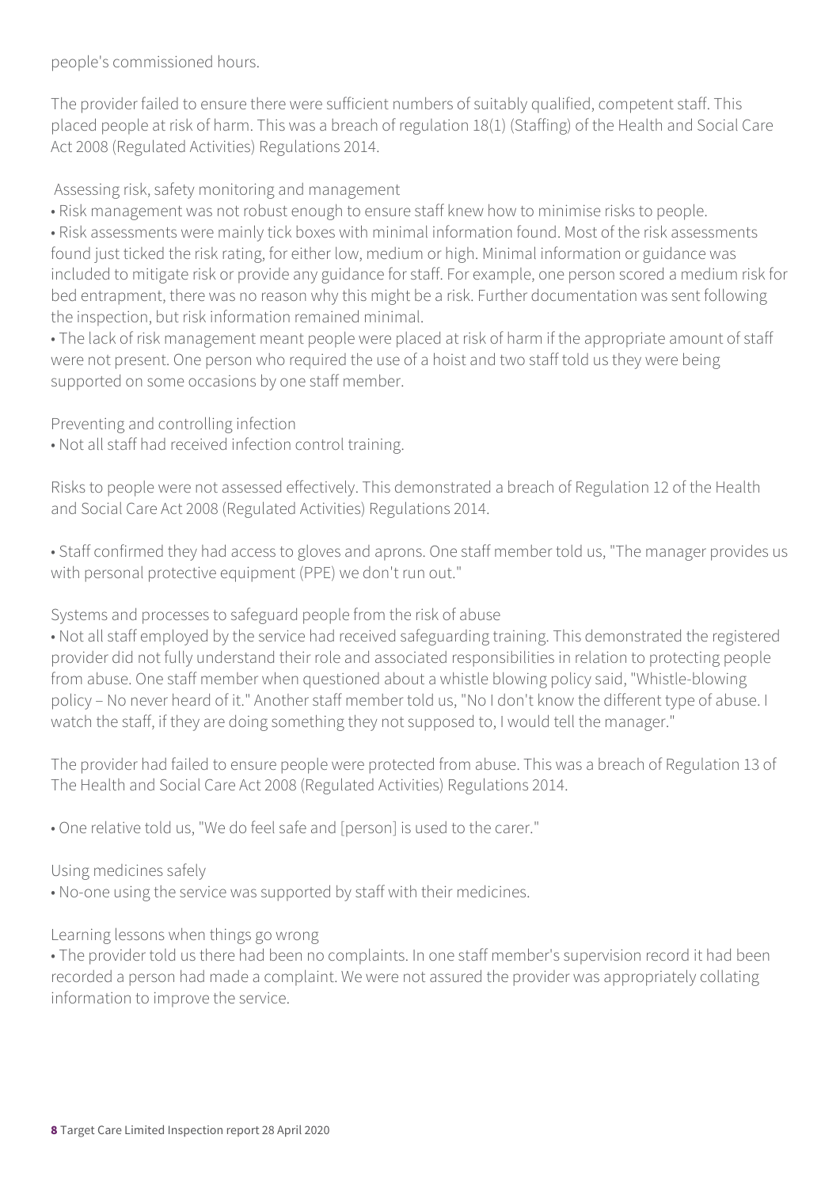people's commissioned hours.

The provider failed to ensure there were sufficient numbers of suitably qualified, competent staff. This placed people at risk of harm. This was a breach of regulation 18(1) (Staffing) of the Health and Social Care Act 2008 (Regulated Activities) Regulations 2014.

Assessing risk, safety monitoring and management

- Risk management was not robust enough to ensure staff knew how to minimise risks to people.
- Risk assessments were mainly tick boxes with minimal information found. Most of the risk assessments found just ticked the risk rating, for either low, medium or high. Minimal information or guidance was included to mitigate risk or provide any guidance for staff. For example, one person scored a medium risk for bed entrapment, there was no reason why this might be a risk. Further documentation was sent following the inspection, but risk information remained minimal.
- The lack of risk management meant people were placed at risk of harm if the appropriate amount of staff were not present. One person who required the use of a hoist and two staff told us they were being supported on some occasions by one staff member.

Preventing and controlling infection

- Not all staff had received infection control training.

Risks to people were not assessed effectively. This demonstrated a breach of Regulation 12 of the Health and Social Care Act 2008 (Regulated Activities) Regulations 2014.

- Staff confirmed they had access to gloves and aprons. One staff member told us, "The manager provides us with personal protective equipment (PPE) we don't run out."

Systems and processes to safeguard people from the risk of abuse

- Not all staff employed by the service had received safeguarding training. This demonstrated the registered provider did not fully understand their role and associated responsibilities in relation to protecting people from abuse. One staff member when questioned about a whistle blowing policy said, "Whistle-blowing policy – No never heard of it." Another staff member told us, "No I don't know the different type of abuse. I watch the staff, if they are doing something they not supposed to, I would tell the manager."

The provider had failed to ensure people were protected from abuse. This was a breach of Regulation 13 of The Health and Social Care Act 2008 (Regulated Activities) Regulations 2014.

- One relative told us, "We do feel safe and [person] is used to the carer."

Using medicines safely

- No-one using the service was supported by staff with their medicines.

Learning lessons when things go wrong

- The provider told us there had been no complaints. In one staff member's supervision record it had been recorded a person had made a complaint. We were not assured the provider was appropriately collating information to improve the service.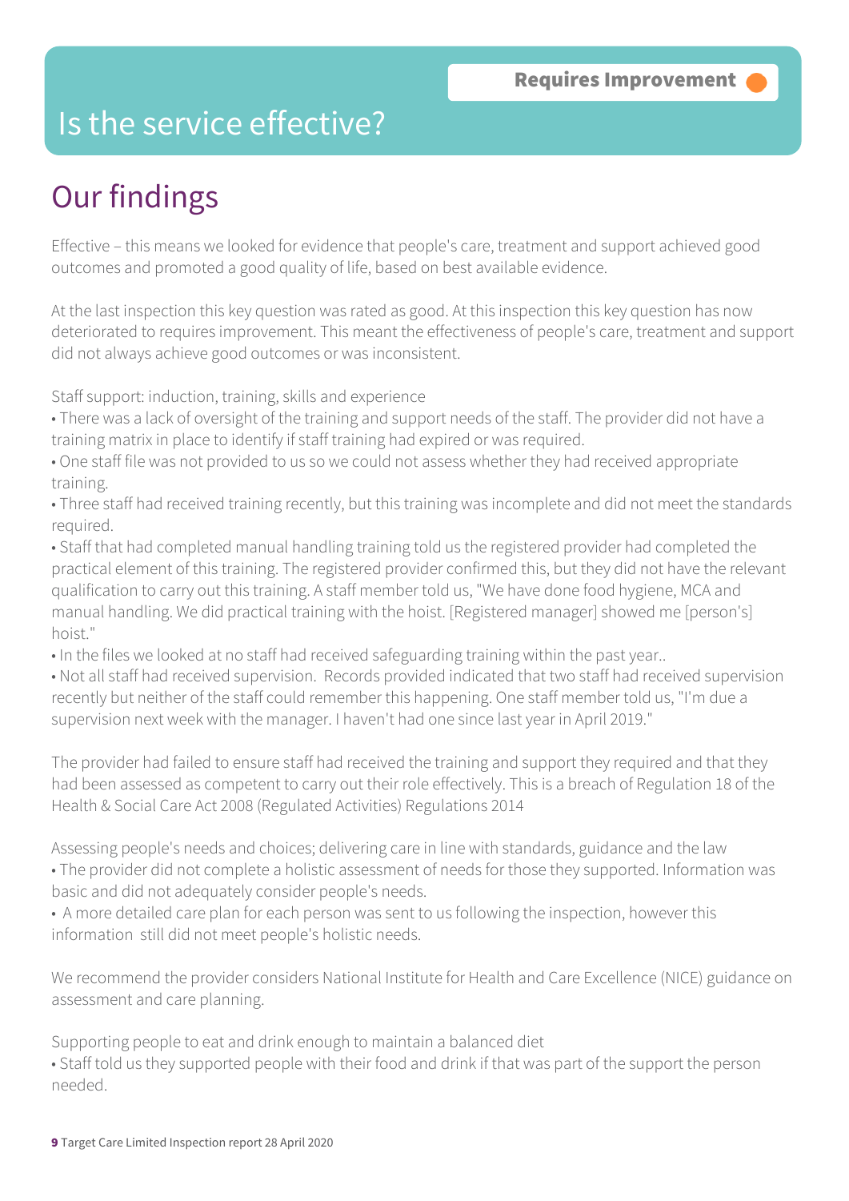Requires Improvement

# Is the service effective?

## Our findings

Effective – this means we looked for evidence that people's care, treatment and support achieved good outcomes and promoted a good quality of life, based on best available evidence.

At the last inspection this key question was rated as good. At this inspection this key question has now deteriorated to requires improvement. This meant the effectiveness of people's care, treatment and support did not always achieve good outcomes or was inconsistent.

Staff support: induction, training, skills and experience

- There was a lack of oversight of the training and support needs of the staff. The provider did not have a training matrix in place to identify if staff training had expired or was required.
- One staff file was not provided to us so we could not assess whether they had received appropriate training.
- Three staff had received training recently, but this training was incomplete and did not meet the standards required.
- Staff that had completed manual handling training told us the registered provider had completed the practical element of this training. The registered provider confirmed this, but they did not have the relevant qualification to carry out this training. A staff member told us, "We have done food hygiene, MCA and manual handling. We did practical training with the hoist. [Registered manager] showed me [person's] hoist."
- In the files we looked at no staff had received safeguarding training within the past year..
- Not all staff had received supervision. Records provided indicated that two staff had received supervision recently but neither of the staff could remember this happening. One staff member told us, "I'm due a supervision next week with the manager. I haven't had one since last year in April 2019."

The provider had failed to ensure staff had received the training and support they required and that they had been assessed as competent to carry out their role effectively. This is a breach of Regulation 18 of the Health & Social Care Act 2008 (Regulated Activities) Regulations 2014

Assessing people's needs and choices; delivering care in line with standards, guidance and the law

- The provider did not complete a holistic assessment of needs for those they supported. Information was basic and did not adequately consider people's needs.
- A more detailed care plan for each person was sent to us following the inspection, however this information still did not meet people's holistic needs.

We recommend the provider considers National Institute for Health and Care Excellence (NICE) guidance on assessment and care planning.

Supporting people to eat and drink enough to maintain a balanced diet

- Staff told us they supported people with their food and drink if that was part of the support the person needed.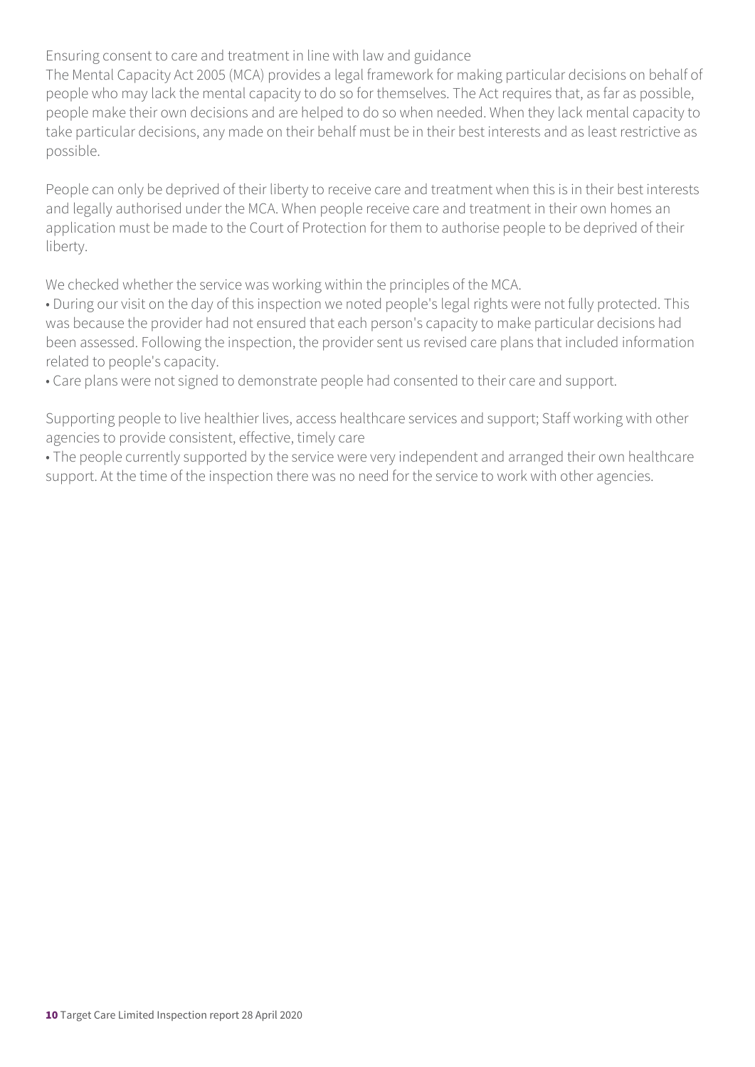Ensuring consent to care and treatment in line with law and guidance

The Mental Capacity Act 2005 (MCA) provides a legal framework for making particular decisions on behalf of people who may lack the mental capacity to do so for themselves. The Act requires that, as far as possible, people make their own decisions and are helped to do so when needed. When they lack mental capacity to take particular decisions, any made on their behalf must be in their best interests and as least restrictive as possible.

People can only be deprived of their liberty to receive care and treatment when this is in their best interests and legally authorised under the MCA. When people receive care and treatment in their own homes an application must be made to the Court of Protection for them to authorise people to be deprived of their liberty.

We checked whether the service was working within the principles of the MCA.

- During our visit on the day of this inspection we noted people's legal rights were not fully protected. This was because the provider had not ensured that each person's capacity to make particular decisions had been assessed. Following the inspection, the provider sent us revised care plans that included information related to people's capacity.
- Care plans were not signed to demonstrate people had consented to their care and support.

Supporting people to live healthier lives, access healthcare services and support; Staff working with other agencies to provide consistent, effective, timely care

- The people currently supported by the service were very independent and arranged their own healthcare support. At the time of the inspection there was no need for the service to work with other agencies.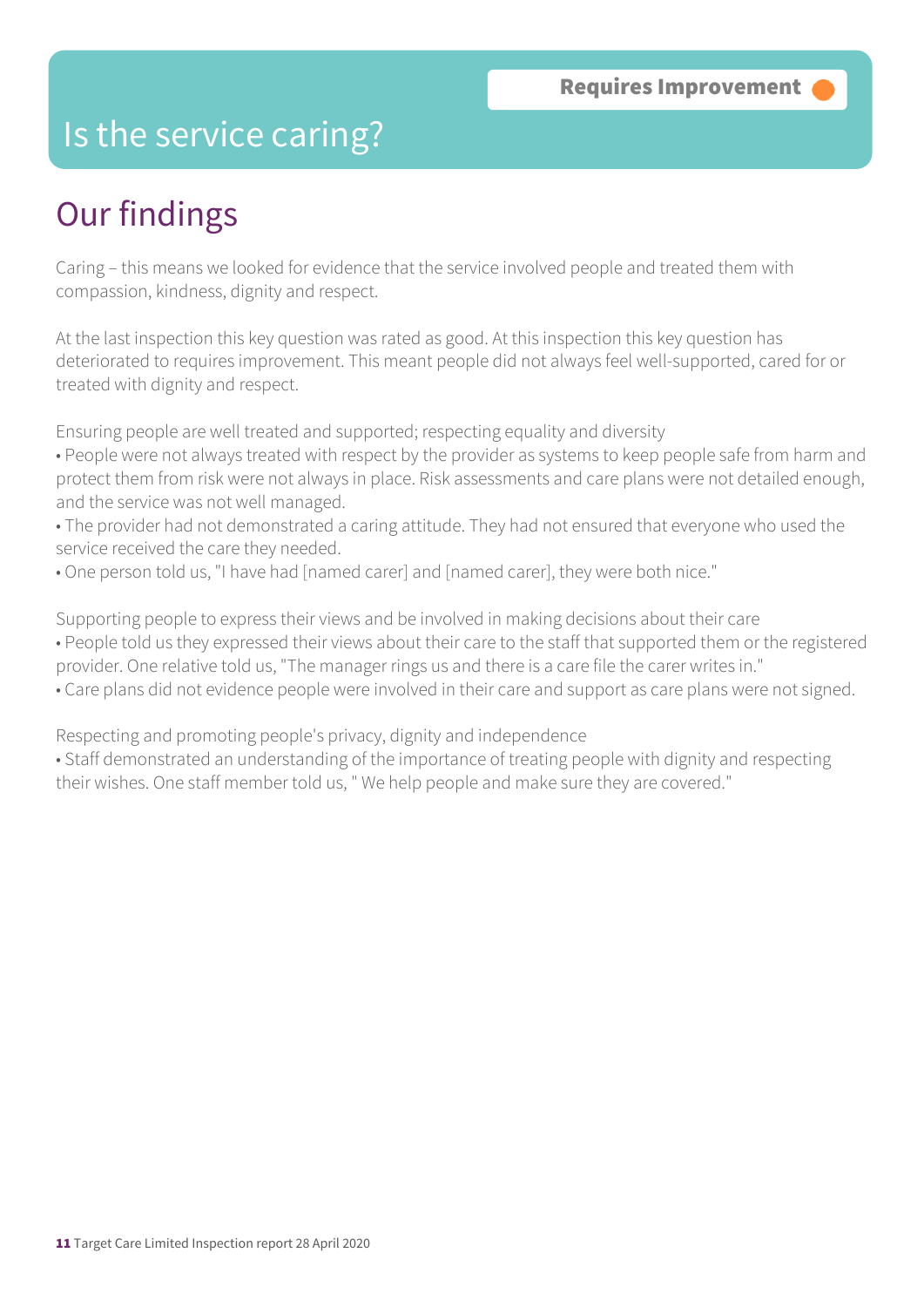Requires Improvement

# Is the service caring?

## Our findings

Caring – this means we looked for evidence that the service involved people and treated them with compassion, kindness, dignity and respect.

At the last inspection this key question was rated as good. At this inspection this key question has deteriorated to requires improvement. This meant people did not always feel well-supported, cared for or treated with dignity and respect.

Ensuring people are well treated and supported; respecting equality and diversity

- People were not always treated with respect by the provider as systems to keep people safe from harm and protect them from risk were not always in place. Risk assessments and care plans were not detailed enough, and the service was not well managed.
- The provider had not demonstrated a caring attitude. They had not ensured that everyone who used the service received the care they needed.
- One person told us, "I have had [named carer] and [named carer], they were both nice."

Supporting people to express their views and be involved in making decisions about their care

- People told us they expressed their views about their care to the staff that supported them or the registered provider. One relative told us, "The manager rings us and there is a care file the carer writes in."
- Care plans did not evidence people were involved in their care and support as care plans were not signed.

Respecting and promoting people's privacy, dignity and independence

- Staff demonstrated an understanding of the importance of treating people with dignity and respecting their wishes. One staff member told us, " We help people and make sure they are covered."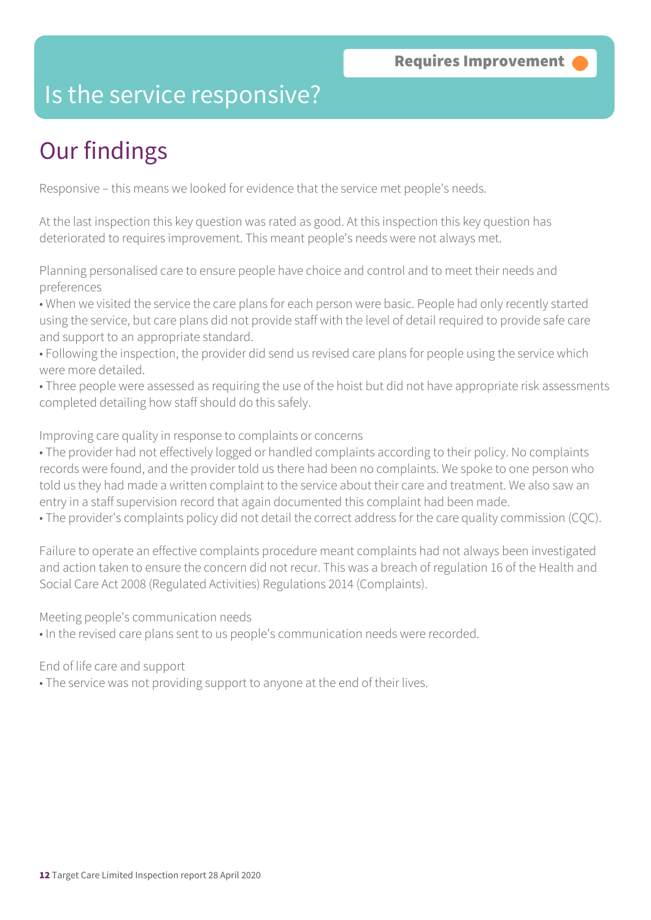Requires Improvement

# Is the service responsive?

## Our findings

Responsive – this means we looked for evidence that the service met people's needs.

At the last inspection this key question was rated as good. At this inspection this key question has deteriorated to requires improvement. This meant people's needs were not always met.

Planning personalised care to ensure people have choice and control and to meet their needs and preferences

- When we visited the service the care plans for each person were basic. People had only recently started using the service, but care plans did not provide staff with the level of detail required to provide safe care and support to an appropriate standard.
- Following the inspection, the provider did send us revised care plans for people using the service which were more detailed.
- Three people were assessed as requiring the use of the hoist but did not have appropriate risk assessments completed detailing how staff should do this safely.

Improving care quality in response to complaints or concerns

- The provider had not effectively logged or handled complaints according to their policy. No complaints records were found, and the provider told us there had been no complaints. We spoke to one person who told us they had made a written complaint to the service about their care and treatment. We also saw an entry in a staff supervision record that again documented this complaint had been made.
- The provider's complaints policy did not detail the correct address for the care quality commission (CQC).

Failure to operate an effective complaints procedure meant complaints had not always been investigated and action taken to ensure the concern did not recur. This was a breach of regulation 16 of the Health and Social Care Act 2008 (Regulated Activities) Regulations 2014 (Complaints).

Meeting people's communication needs

- In the revised care plans sent to us people's communication needs were recorded.

End of life care and support

- The service was not providing support to anyone at the end of their lives.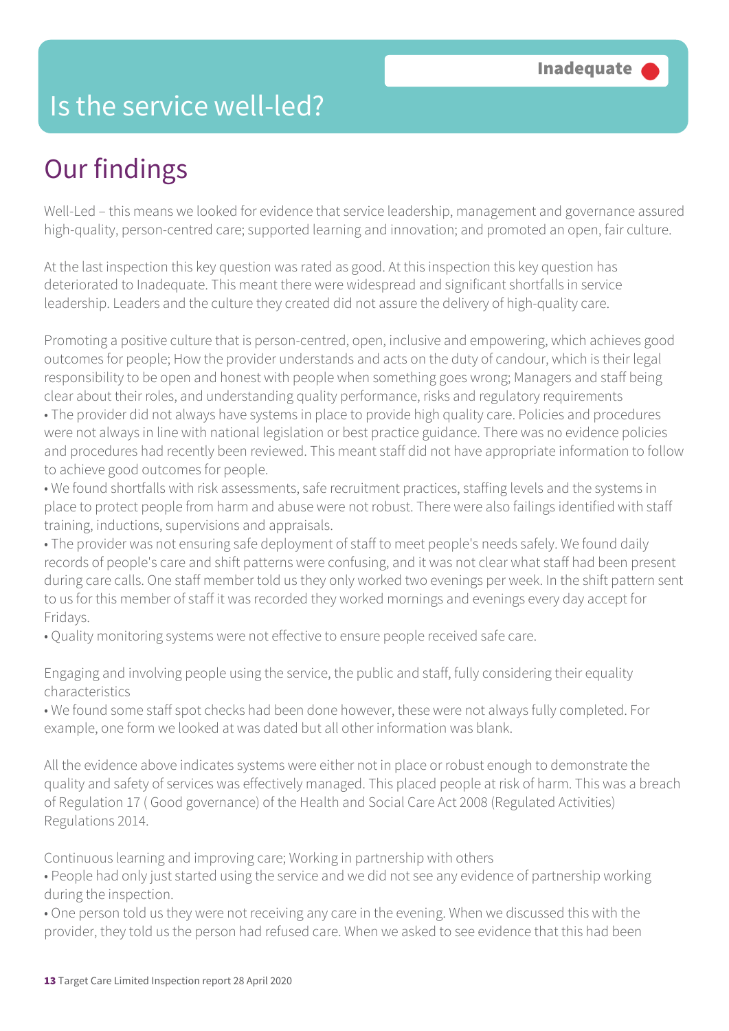# Is the service well-led?

**Inadequate**

## Our findings

Well-Led – this means we looked for evidence that service leadership, management and governance assured high-quality, person-centred care; supported learning and innovation; and promoted an open, fair culture.

At the last inspection this key question was rated as good. At this inspection this key question has deteriorated to Inadequate. This meant there were widespread and significant shortfalls in service leadership. Leaders and the culture they created did not assure the delivery of high-quality care.

Promoting a positive culture that is person-centred, open, inclusive and empowering, which achieves good outcomes for people; How the provider understands and acts on the duty of candour, which is their legal responsibility to be open and honest with people when something goes wrong; Managers and staff being clear about their roles, and understanding quality performance, risks and regulatory requirements

- The provider did not always have systems in place to provide high quality care. Policies and procedures were not always in line with national legislation or best practice guidance. There was no evidence policies and procedures had recently been reviewed. This meant staff did not have appropriate information to follow to achieve good outcomes for people.
- We found shortfalls with risk assessments, safe recruitment practices, staffing levels and the systems in place to protect people from harm and abuse were not robust. There were also failings identified with staff training, inductions, supervisions and appraisals.
- The provider was not ensuring safe deployment of staff to meet people's needs safely. We found daily records of people's care and shift patterns were confusing, and it was not clear what staff had been present during care calls. One staff member told us they only worked two evenings per week. In the shift pattern sent to us for this member of staff it was recorded they worked mornings and evenings every day accept for Fridays.
- Quality monitoring systems were not effective to ensure people received safe care.

Engaging and involving people using the service, the public and staff, fully considering their equality characteristics

- We found some staff spot checks had been done however, these were not always fully completed. For example, one form we looked at was dated but all other information was blank.

All the evidence above indicates systems were either not in place or robust enough to demonstrate the quality and safety of services was effectively managed. This placed people at risk of harm. This was a breach of Regulation 17 ( Good governance) of the Health and Social Care Act 2008 (Regulated Activities) Regulations 2014.

Continuous learning and improving care; Working in partnership with others

- People had only just started using the service and we did not see any evidence of partnership working during the inspection.
- One person told us they were not receiving any care in the evening. When we discussed this with the provider, they told us the person had refused care. When we asked to see evidence that this had been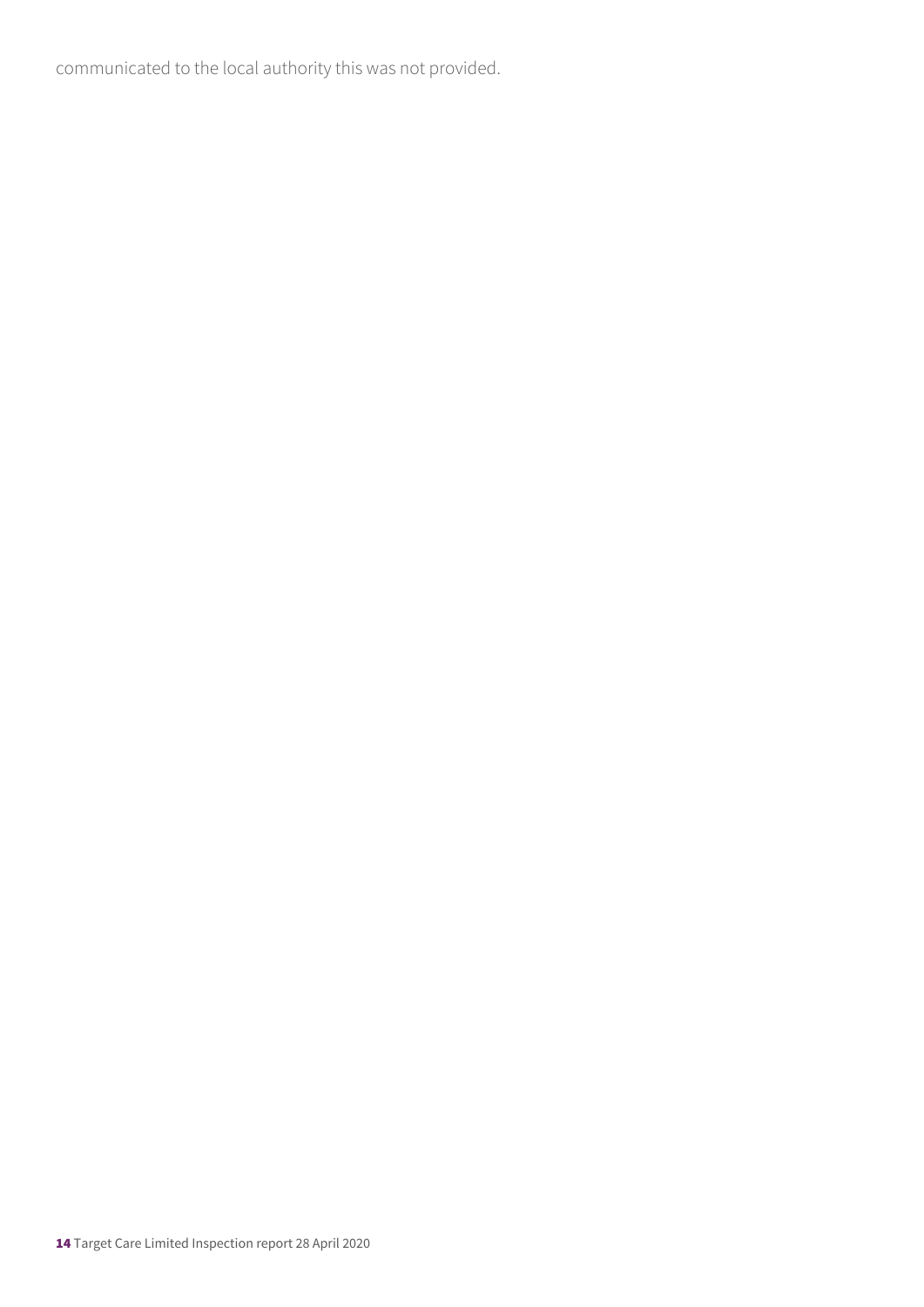communicated to the local authority this was not provided.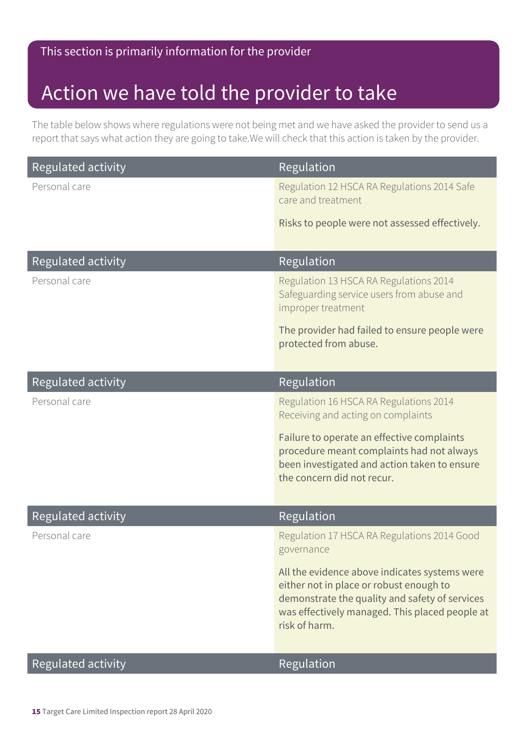This section is primarily information for the provider

# Action we have told the provider to take

The table below shows where regulations were not being met and we have asked the provider to send us a report that says what action they are going to take.We will check that this action is taken by the provider.

| Regulated activity | Regulation |
| --- | --- |
| Personal care | Regulation 12 HSCA RA Regulations 2014 Safe care and treatment<br><br>Risks to people were not assessed effectively. |

| Regulated activity | Regulation |
| --- | --- |
| Personal care | Regulation 13 HSCA RA Regulations 2014 Safeguarding service users from abuse and improper treatment<br><br>The provider had failed to ensure people were protected from abuse. |

| Regulated activity | Regulation |
| --- | --- |
| Personal care | Regulation 16 HSCA RA Regulations 2014 Receiving and acting on complaints<br><br>Failure to operate an effective complaints procedure meant complaints had not always been investigated and action taken to ensure the concern did not recur. |

| Regulated activity | Regulation |
| --- | --- |
| Personal care | Regulation 17 HSCA RA Regulations 2014 Good governance<br><br>All the evidence above indicates systems were either not in place or robust enough to demonstrate the quality and safety of services was effectively managed. This placed people at risk of harm. |

| Regulated activity | Regulation |
| --- | --- |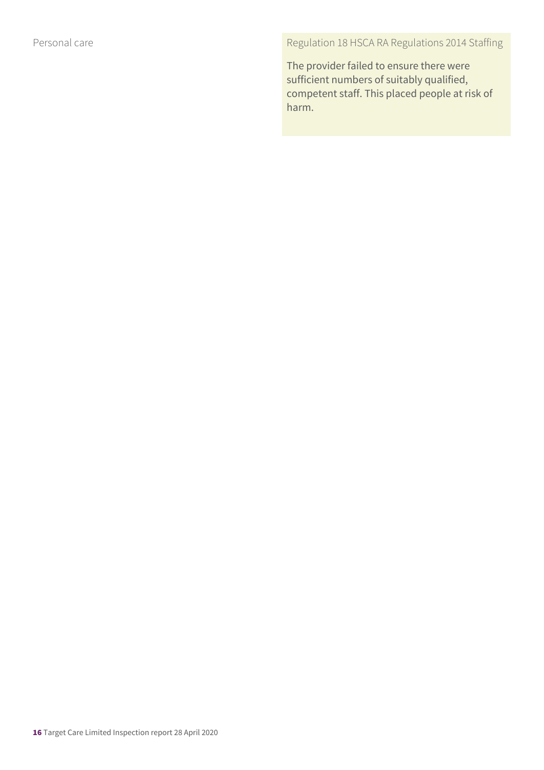| Personal care | Regulation 18 HSCA RA Regulations 2014 Staffing<br><br>The provider failed to ensure there were sufficient numbers of suitably qualified, competent staff. This placed people at risk of harm. |
| --- | --- |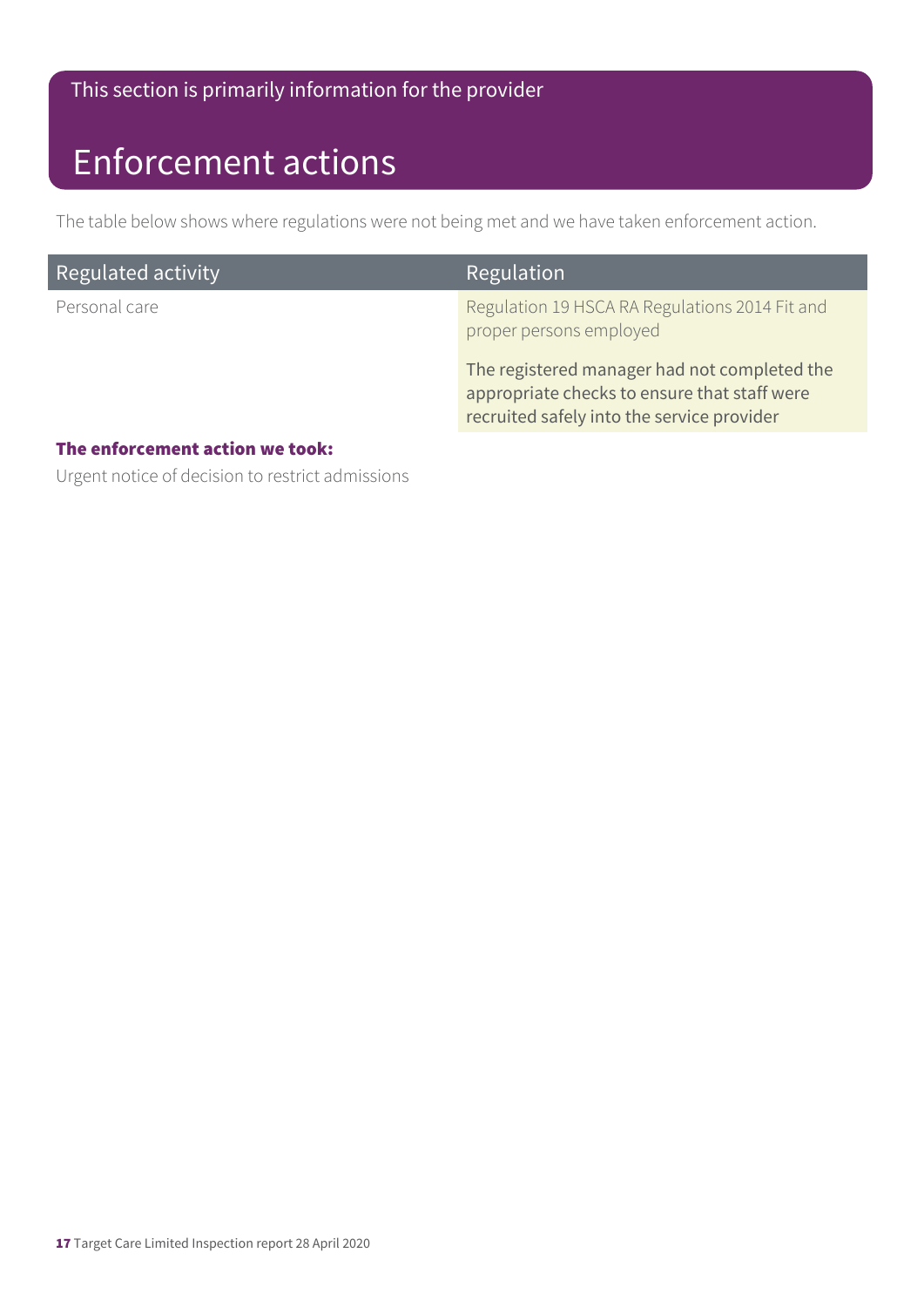This section is primarily information for the provider

# Enforcement actions

The table below shows where regulations were not being met and we have taken enforcement action.

| Regulated activity | Regulation |
| --- | --- |
| Personal care | Regulation 19 HSCA RA Regulations 2014 Fit and proper persons employed<br><br>The registered manager had not completed the appropriate checks to ensure that staff were recruited safely into the service provider |

**The enforcement action we took:**

Urgent notice of decision to restrict admissions